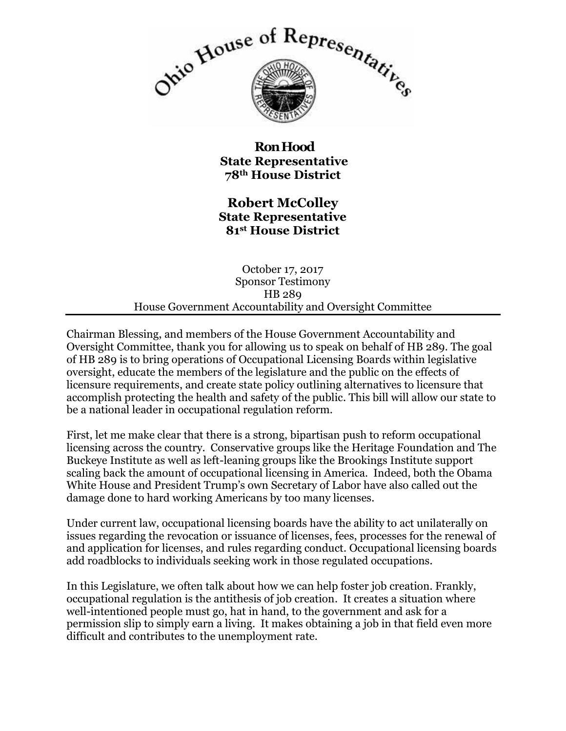**Ron Hood**
**State Representative**
**78th House District**

**Robert McColley**
**State Representative**
**81st House District**

October 17, 2017
Sponsor Testimony
HB 289
House Government Accountability and Oversight Committee

---

Chairman Blessing, and members of the House Government Accountability and Oversight Committee, thank you for allowing us to speak on behalf of HB 289. The goal of HB 289 is to bring operations of Occupational Licensing Boards within legislative oversight, educate the members of the legislature and the public on the effects of licensure requirements, and create state policy outlining alternatives to licensure that accomplish protecting the health and safety of the public. This bill will allow our state to be a national leader in occupational regulation reform.

First, let me make clear that there is a strong, bipartisan push to reform occupational licensing across the country. Conservative groups like the Heritage Foundation and The Buckeye Institute as well as left-leaning groups like the Brookings Institute support scaling back the amount of occupational licensing in America. Indeed, both the Obama White House and President Trump's own Secretary of Labor have also called out the damage done to hard working Americans by too many licenses.

Under current law, occupational licensing boards have the ability to act unilaterally on issues regarding the revocation or issuance of licenses, fees, processes for the renewal of and application for licenses, and rules regarding conduct. Occupational licensing boards add roadblocks to individuals seeking work in those regulated occupations.

In this Legislature, we often talk about how we can help foster job creation. Frankly, occupational regulation is the antithesis of job creation. It creates a situation where well-intentioned people must go, hat in hand, to the government and ask for a permission slip to simply earn a living. It makes obtaining a job in that field even more difficult and contributes to the unemployment rate.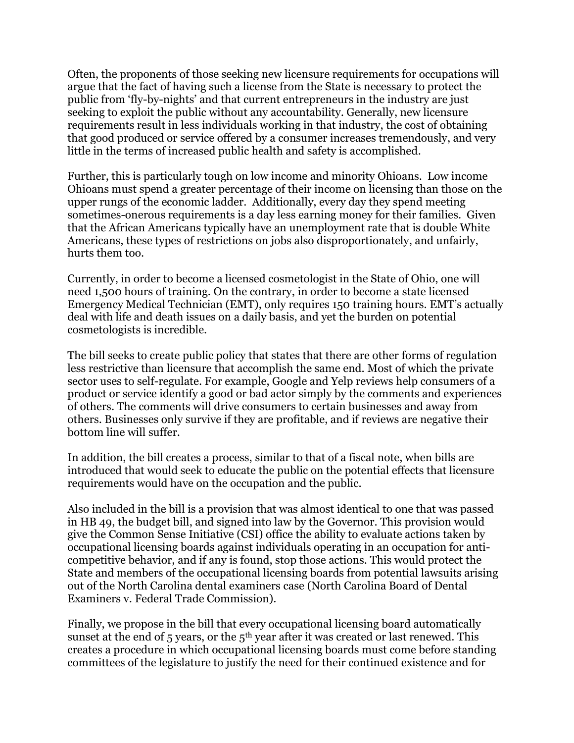Often, the proponents of those seeking new licensure requirements for occupations will argue that the fact of having such a license from the State is necessary to protect the public from 'fly-by-nights' and that current entrepreneurs in the industry are just seeking to exploit the public without any accountability. Generally, new licensure requirements result in less individuals working in that industry, the cost of obtaining that good produced or service offered by a consumer increases tremendously, and very little in the terms of increased public health and safety is accomplished.

Further, this is particularly tough on low income and minority Ohioans. Low income Ohioans must spend a greater percentage of their income on licensing than those on the upper rungs of the economic ladder. Additionally, every day they spend meeting sometimes-onerous requirements is a day less earning money for their families. Given that the African Americans typically have an unemployment rate that is double White Americans, these types of restrictions on jobs also disproportionately, and unfairly, hurts them too.

Currently, in order to become a licensed cosmetologist in the State of Ohio, one will need 1,500 hours of training. On the contrary, in order to become a state licensed Emergency Medical Technician (EMT), only requires 150 training hours. EMT's actually deal with life and death issues on a daily basis, and yet the burden on potential cosmetologists is incredible.

The bill seeks to create public policy that states that there are other forms of regulation less restrictive than licensure that accomplish the same end. Most of which the private sector uses to self-regulate. For example, Google and Yelp reviews help consumers of a product or service identify a good or bad actor simply by the comments and experiences of others. The comments will drive consumers to certain businesses and away from others. Businesses only survive if they are profitable, and if reviews are negative their bottom line will suffer.

In addition, the bill creates a process, similar to that of a fiscal note, when bills are introduced that would seek to educate the public on the potential effects that licensure requirements would have on the occupation and the public.

Also included in the bill is a provision that was almost identical to one that was passed in HB 49, the budget bill, and signed into law by the Governor. This provision would give the Common Sense Initiative (CSI) office the ability to evaluate actions taken by occupational licensing boards against individuals operating in an occupation for anti-competitive behavior, and if any is found, stop those actions. This would protect the State and members of the occupational licensing boards from potential lawsuits arising out of the North Carolina dental examiners case (North Carolina Board of Dental Examiners v. Federal Trade Commission).

Finally, we propose in the bill that every occupational licensing board automatically sunset at the end of 5 years, or the 5th year after it was created or last renewed. This creates a procedure in which occupational licensing boards must come before standing committees of the legislature to justify the need for their continued existence and for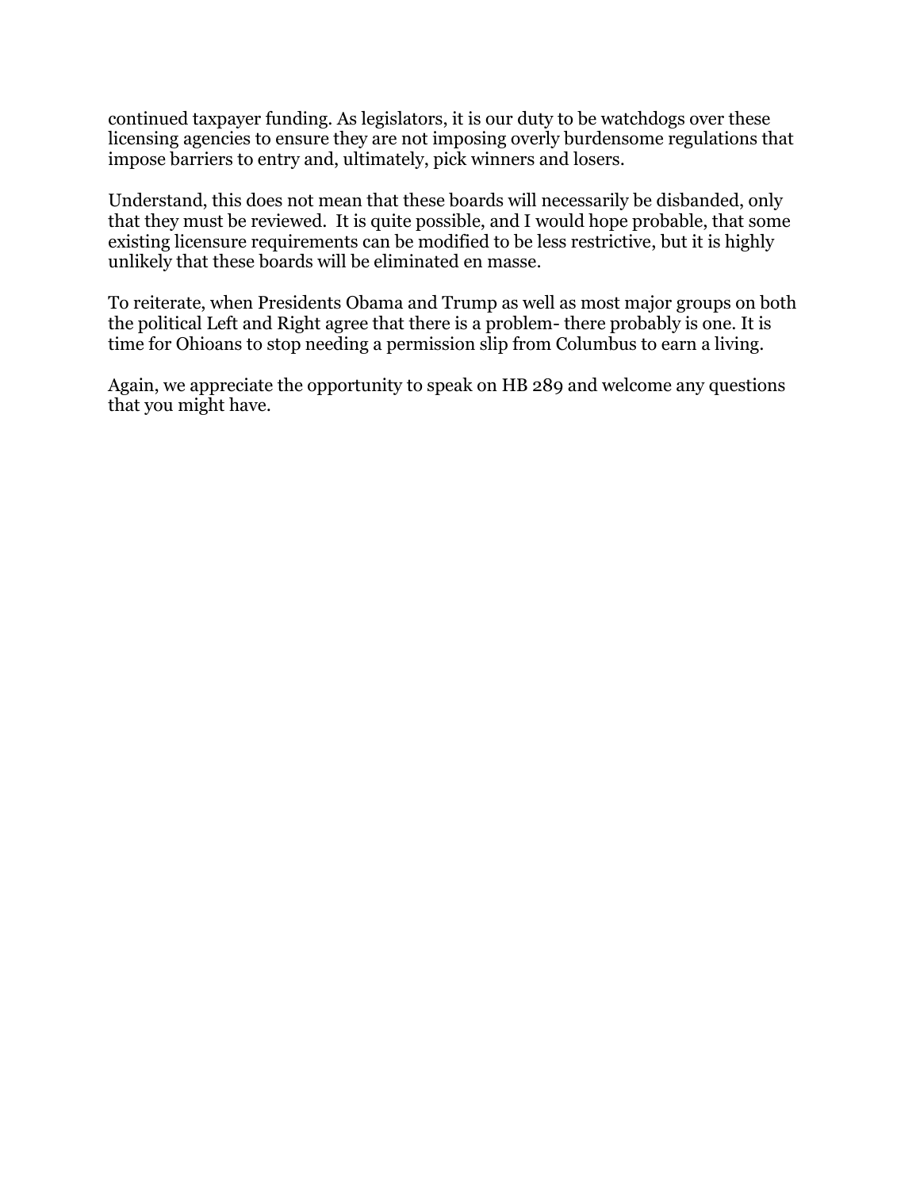continued taxpayer funding. As legislators, it is our duty to be watchdogs over these licensing agencies to ensure they are not imposing overly burdensome regulations that impose barriers to entry and, ultimately, pick winners and losers.

Understand, this does not mean that these boards will necessarily be disbanded, only that they must be reviewed. It is quite possible, and I would hope probable, that some existing licensure requirements can be modified to be less restrictive, but it is highly unlikely that these boards will be eliminated en masse.

To reiterate, when Presidents Obama and Trump as well as most major groups on both the political Left and Right agree that there is a problem- there probably is one. It is time for Ohioans to stop needing a permission slip from Columbus to earn a living.

Again, we appreciate the opportunity to speak on HB 289 and welcome any questions that you might have.